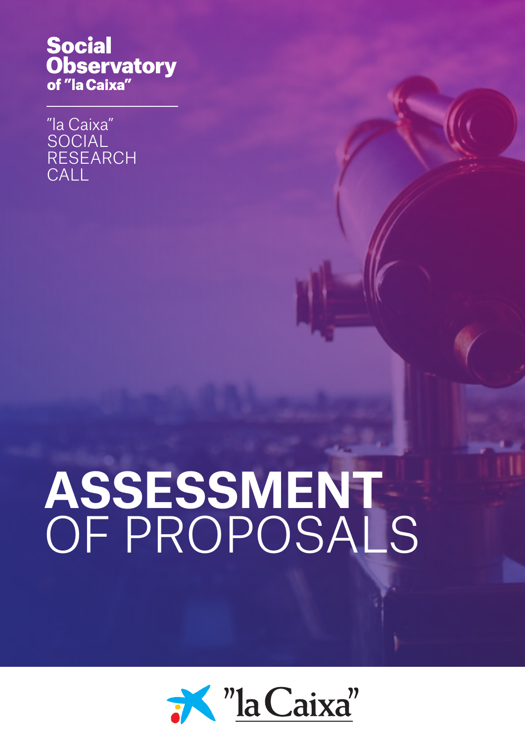**Social Observatory of "la Caixa"**

"la Caixa" SOCIAL RESEARCH CALL

# ASSESSMENT OF PROPOSALS

"la Caixa"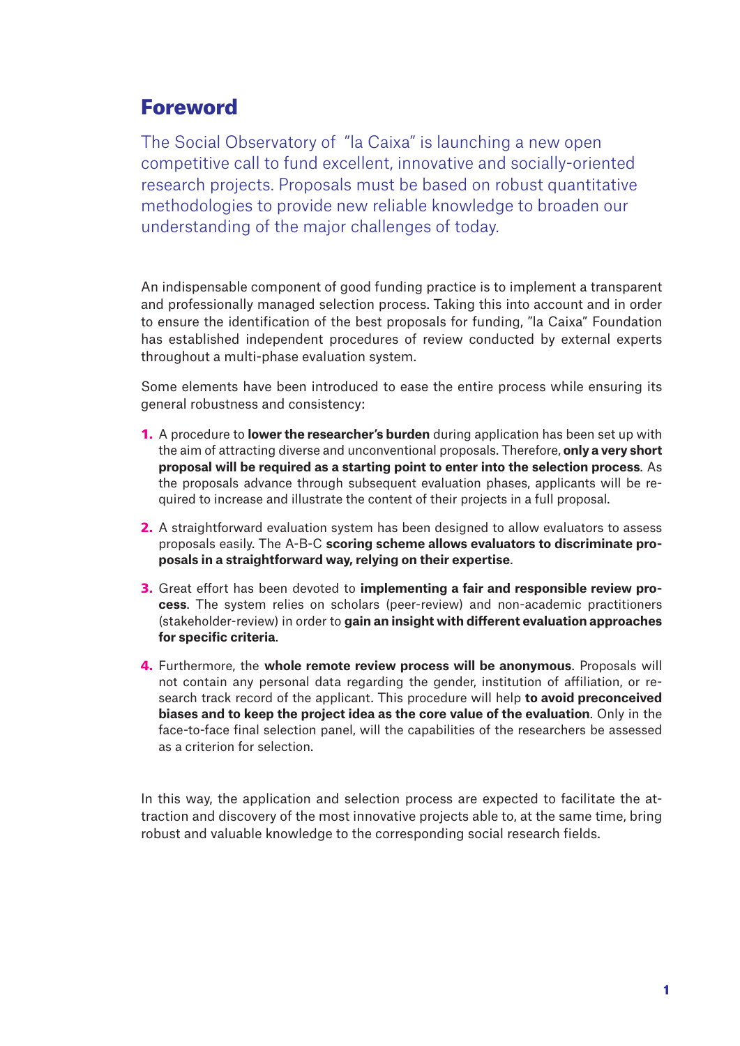# Foreword

The Social Observatory of "la Caixa" is launching a new open competitive call to fund excellent, innovative and socially-oriented research projects. Proposals must be based on robust quantitative methodologies to provide new reliable knowledge to broaden our understanding of the major challenges of today.

An indispensable component of good funding practice is to implement a transparent and professionally managed selection process. Taking this into account and in order to ensure the identification of the best proposals for funding, "la Caixa" Foundation has established independent procedures of review conducted by external experts throughout a multi-phase evaluation system.

Some elements have been introduced to ease the entire process while ensuring its general robustness and consistency:

1. A procedure to **lower the researcher's burden** during application has been set up with the aim of attracting diverse and unconventional proposals. Therefore, **only a very short proposal will be required as a starting point to enter into the selection process**. As the proposals advance through subsequent evaluation phases, applicants will be required to increase and illustrate the content of their projects in a full proposal.

2. A straightforward evaluation system has been designed to allow evaluators to assess proposals easily. The A-B-C **scoring scheme allows evaluators to discriminate proposals in a straightforward way, relying on their expertise**.

3. Great effort has been devoted to **implementing a fair and responsible review process**. The system relies on scholars (peer-review) and non-academic practitioners (stakeholder-review) in order to **gain an insight with different evaluation approaches for specific criteria**.

4. Furthermore, the **whole remote review process will be anonymous**. Proposals will not contain any personal data regarding the gender, institution of affiliation, or research track record of the applicant. This procedure will help **to avoid preconceived biases and to keep the project idea as the core value of the evaluation**. Only in the face-to-face final selection panel, will the capabilities of the researchers be assessed as a criterion for selection.

In this way, the application and selection process are expected to facilitate the attraction and discovery of the most innovative projects able to, at the same time, bring robust and valuable knowledge to the corresponding social research fields.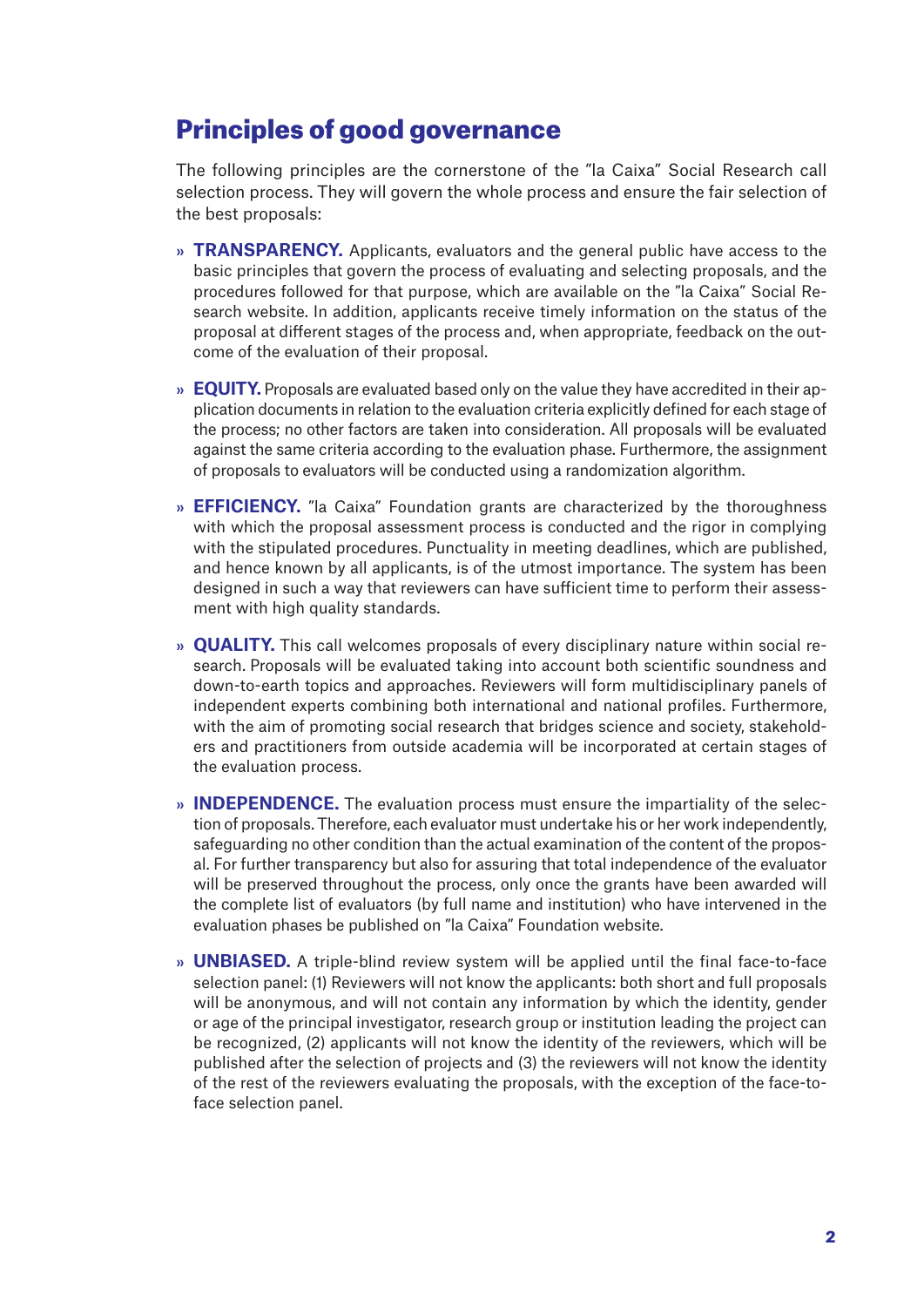## Principles of good governance

The following principles are the cornerstone of the "la Caixa" Social Research call selection process. They will govern the whole process and ensure the fair selection of the best proposals:

- **TRANSPARENCY.** Applicants, evaluators and the general public have access to the basic principles that govern the process of evaluating and selecting proposals, and the procedures followed for that purpose, which are available on the "la Caixa" Social Research website. In addition, applicants receive timely information on the status of the proposal at different stages of the process and, when appropriate, feedback on the outcome of the evaluation of their proposal.

- **EQUITY.** Proposals are evaluated based only on the value they have accredited in their application documents in relation to the evaluation criteria explicitly defined for each stage of the process; no other factors are taken into consideration. All proposals will be evaluated against the same criteria according to the evaluation phase. Furthermore, the assignment of proposals to evaluators will be conducted using a randomization algorithm.

- **EFFICIENCY.** "la Caixa" Foundation grants are characterized by the thoroughness with which the proposal assessment process is conducted and the rigor in complying with the stipulated procedures. Punctuality in meeting deadlines, which are published, and hence known by all applicants, is of the utmost importance. The system has been designed in such a way that reviewers can have sufficient time to perform their assessment with high quality standards.

- **QUALITY.** This call welcomes proposals of every disciplinary nature within social research. Proposals will be evaluated taking into account both scientific soundness and down-to-earth topics and approaches. Reviewers will form multidisciplinary panels of independent experts combining both international and national profiles. Furthermore, with the aim of promoting social research that bridges science and society, stakeholders and practitioners from outside academia will be incorporated at certain stages of the evaluation process.

- **INDEPENDENCE.** The evaluation process must ensure the impartiality of the selection of proposals. Therefore, each evaluator must undertake his or her work independently, safeguarding no other condition than the actual examination of the content of the proposal. For further transparency but also for assuring that total independence of the evaluator will be preserved throughout the process, only once the grants have been awarded will the complete list of evaluators (by full name and institution) who have intervened in the evaluation phases be published on "la Caixa" Foundation website.

- **UNBIASED.** A triple-blind review system will be applied until the final face-to-face selection panel: (1) Reviewers will not know the applicants: both short and full proposals will be anonymous, and will not contain any information by which the identity, gender or age of the principal investigator, research group or institution leading the project can be recognized, (2) applicants will not know the identity of the reviewers, which will be published after the selection of projects and (3) the reviewers will not know the identity of the rest of the reviewers evaluating the proposals, with the exception of the face-to-face selection panel.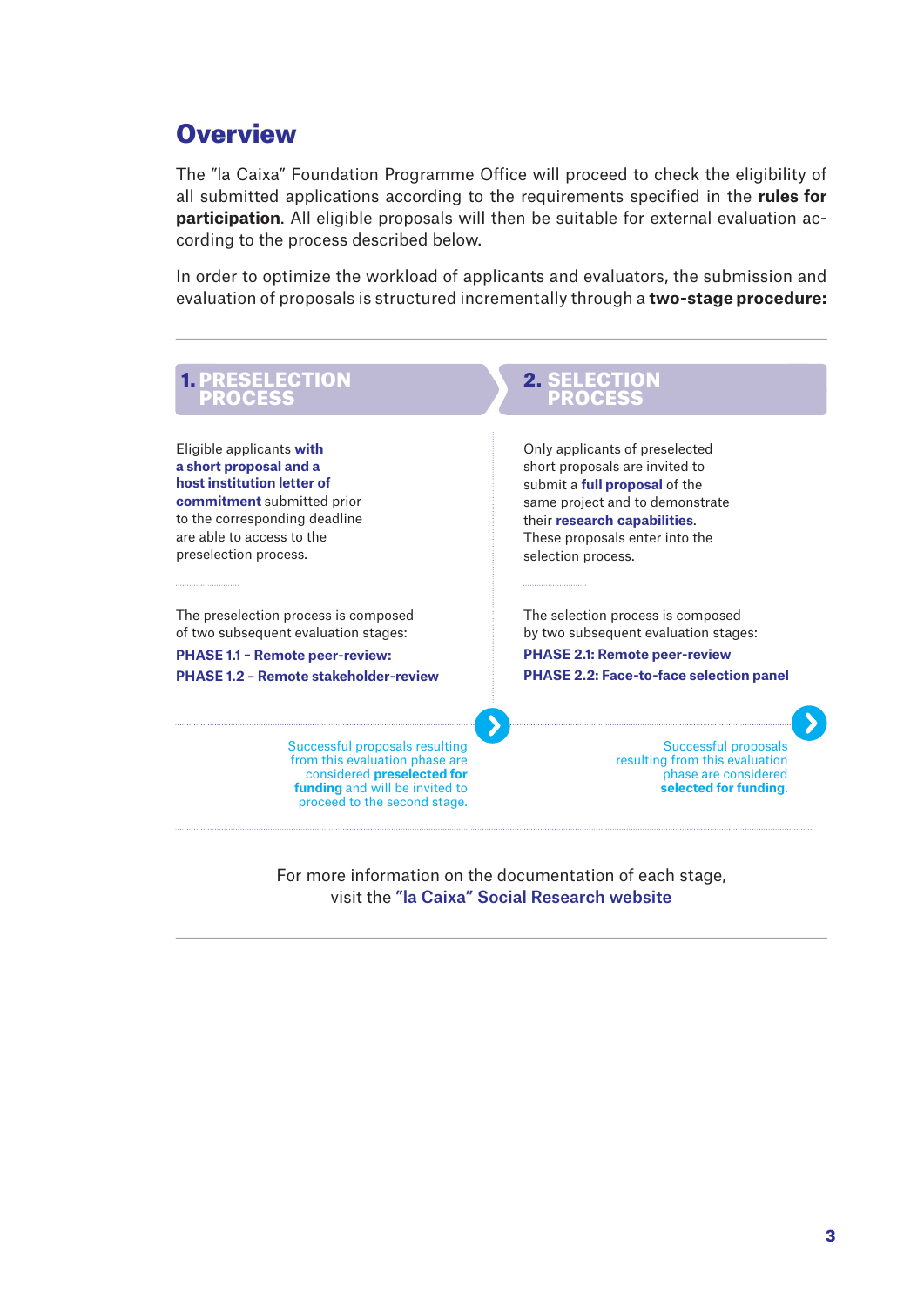# Overview

The "la Caixa" Foundation Programme Office will proceed to check the eligibility of all submitted applications according to the requirements specified in the **rules for participation**. All eligible proposals will then be suitable for external evaluation according to the process described below.

In order to optimize the workload of applicants and evaluators, the submission and evaluation of proposals is structured incrementally through a **two-stage procedure:**

## 1. PRESELECTION PROCESS

Eligible applicants **with a short proposal and a host institution letter of commitment** submitted prior to the corresponding deadline are able to access to the preselection process.

The preselection process is composed of two subsequent evaluation stages:

**PHASE 1.1 – Remote peer-review:**

**PHASE 1.2 – Remote stakeholder-review**

Successful proposals resulting from this evaluation phase are considered **preselected for funding** and will be invited to proceed to the second stage.

## 2. SELECTION PROCESS

Only applicants of preselected short proposals are invited to submit a **full proposal** of the same project and to demonstrate their **research capabilities**. These proposals enter into the selection process.

The selection process is composed by two subsequent evaluation stages:

**PHASE 2.1: Remote peer-review**

**PHASE 2.2: Face-to-face selection panel**

Successful proposals resulting from this evaluation phase are considered **selected for funding**.

For more information on the documentation of each stage, visit the ["la Caixa" Social Research website]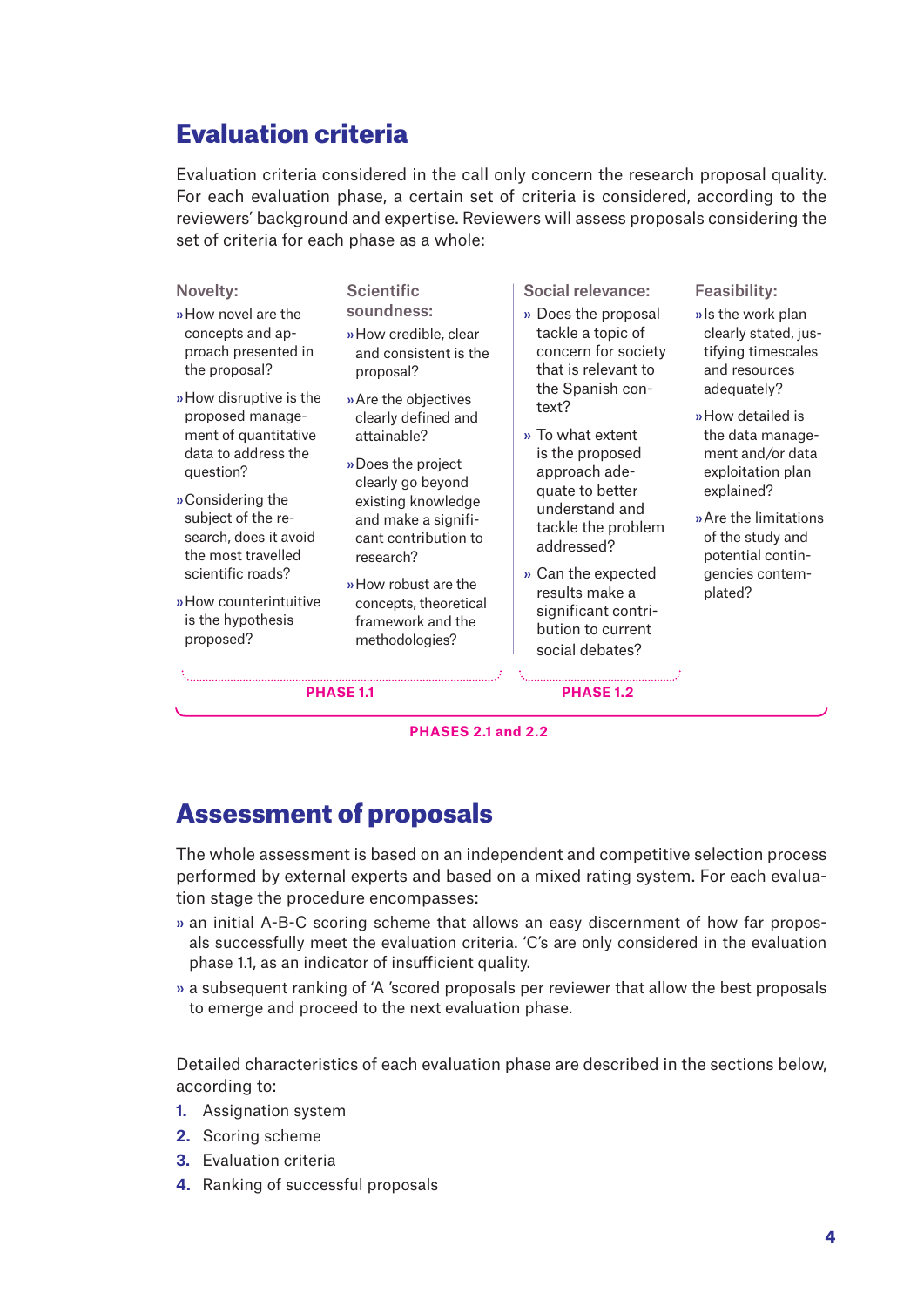## Evaluation criteria

Evaluation criteria considered in the call only concern the research proposal quality. For each evaluation phase, a certain set of criteria is considered, according to the reviewers' background and expertise. Reviewers will assess proposals considering the set of criteria for each phase as a whole:

**Novelty:**

- How novel are the concepts and approach presented in the proposal?
- How disruptive is the proposed management of quantitative data to address the question?
- Considering the subject of the research, does it avoid the most travelled scientific roads?
- How counterintuitive is the hypothesis proposed?

**Scientific soundness:**

- How credible, clear and consistent is the proposal?
- Are the objectives clearly defined and attainable?
- Does the project clearly go beyond existing knowledge and make a significant contribution to research?
- How robust are the concepts, theoretical framework and the methodologies?

**Social relevance:**

- Does the proposal tackle a topic of concern for society that is relevant to the Spanish context?
- To what extent is the proposed approach adequate to better understand and tackle the problem addressed?
- Can the expected results make a significant contribution to current social debates?

**Feasibility:**

- Is the work plan clearly stated, justifying timescales and resources adequately?
- How detailed is the data management and/or data exploitation plan explained?
- Are the limitations of the study and potential contingencies contemplated?

PHASE 1.1 (Novelty, Scientific soundness)

PHASE 1.2 (Social relevance)

PHASES 2.1 and 2.2 (Novelty, Scientific soundness, Social relevance, Feasibility)

## Assessment of proposals

The whole assessment is based on an independent and competitive selection process performed by external experts and based on a mixed rating system. For each evaluation stage the procedure encompasses:

- an initial A-B-C scoring scheme that allows an easy discernment of how far proposals successfully meet the evaluation criteria. 'C's are only considered in the evaluation phase 1.1, as an indicator of insufficient quality.
- a subsequent ranking of 'A 'scored proposals per reviewer that allow the best proposals to emerge and proceed to the next evaluation phase.

Detailed characteristics of each evaluation phase are described in the sections below, according to:

1. Assignation system
2. Scoring scheme
3. Evaluation criteria
4. Ranking of successful proposals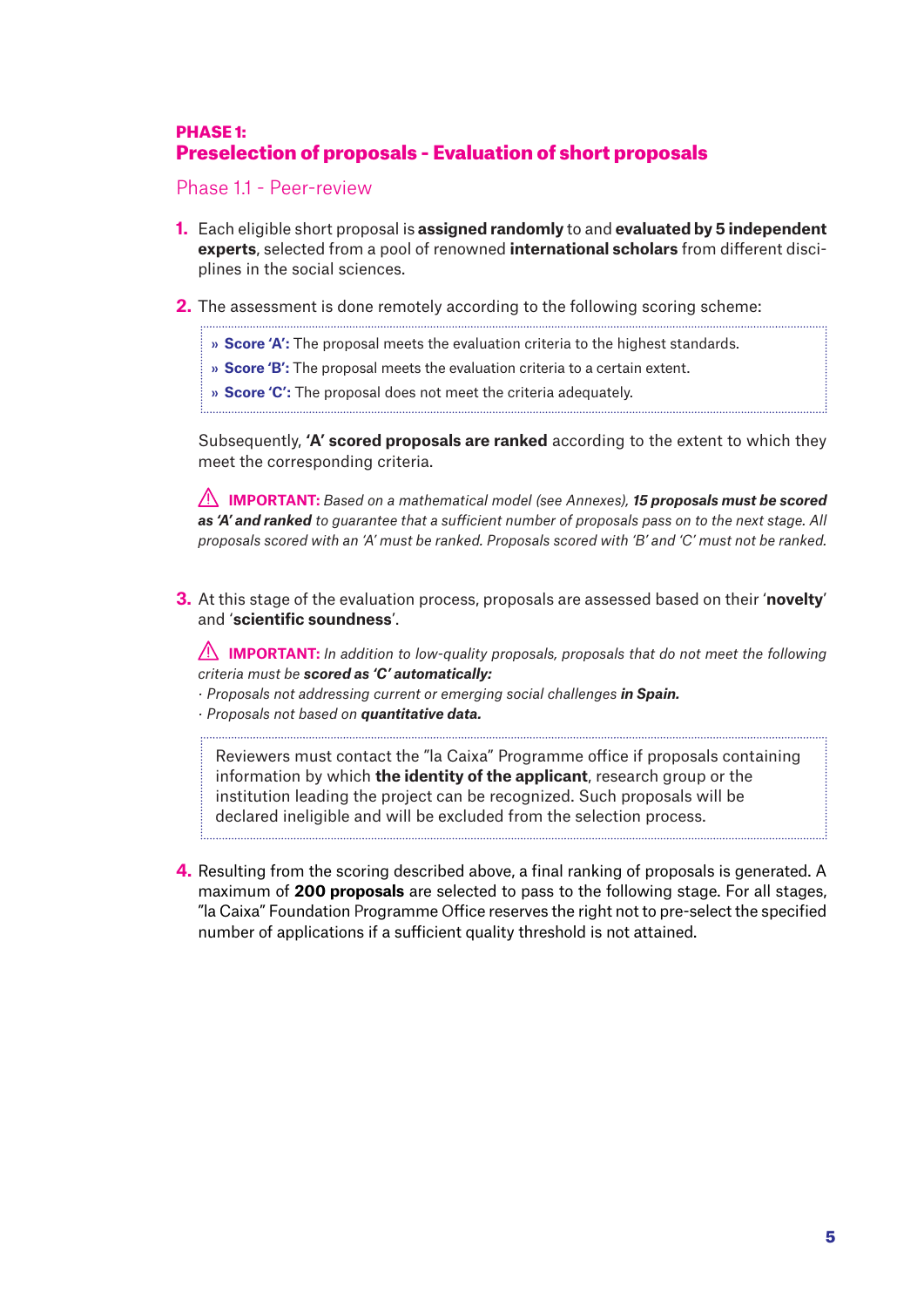**PHASE 1:**

## Preselection of proposals - Evaluation of short proposals

### Phase 1.1 - Peer-review

1. Each eligible short proposal is **assigned randomly** to and **evaluated by 5 independent experts**, selected from a pool of renowned **international scholars** from different disciplines in the social sciences.

2. The assessment is done remotely according to the following scoring scheme:

   » **Score 'A':** The proposal meets the evaluation criteria to the highest standards.
   » **Score 'B':** The proposal meets the evaluation criteria to a certain extent.
   » **Score 'C':** The proposal does not meet the criteria adequately.

   Subsequently, **'A' scored proposals are ranked** according to the extent to which they meet the corresponding criteria.

   ⚠ **IMPORTANT:** *Based on a mathematical model (see Annexes),* ***15 proposals must be scored as 'A' and ranked*** *to guarantee that a sufficient number of proposals pass on to the next stage. All proposals scored with an 'A' must be ranked. Proposals scored with 'B' and 'C' must not be ranked.*

3. At this stage of the evaluation process, proposals are assessed based on their '**novelty**' and '**scientific soundness**'.

   ⚠ **IMPORTANT:** *In addition to low-quality proposals, proposals that do not meet the following criteria must be* ***scored as 'C' automatically:***
   · *Proposals not addressing current or emerging social challenges* ***in Spain.***
   · *Proposals not based on* ***quantitative data.***

   Reviewers must contact the "la Caixa" Programme office if proposals containing information by which **the identity of the applicant**, research group or the institution leading the project can be recognized. Such proposals will be declared ineligible and will be excluded from the selection process.

4. Resulting from the scoring described above, a final ranking of proposals is generated. A maximum of **200 proposals** are selected to pass to the following stage. For all stages, "la Caixa" Foundation Programme Office reserves the right not to pre-select the specified number of applications if a sufficient quality threshold is not attained.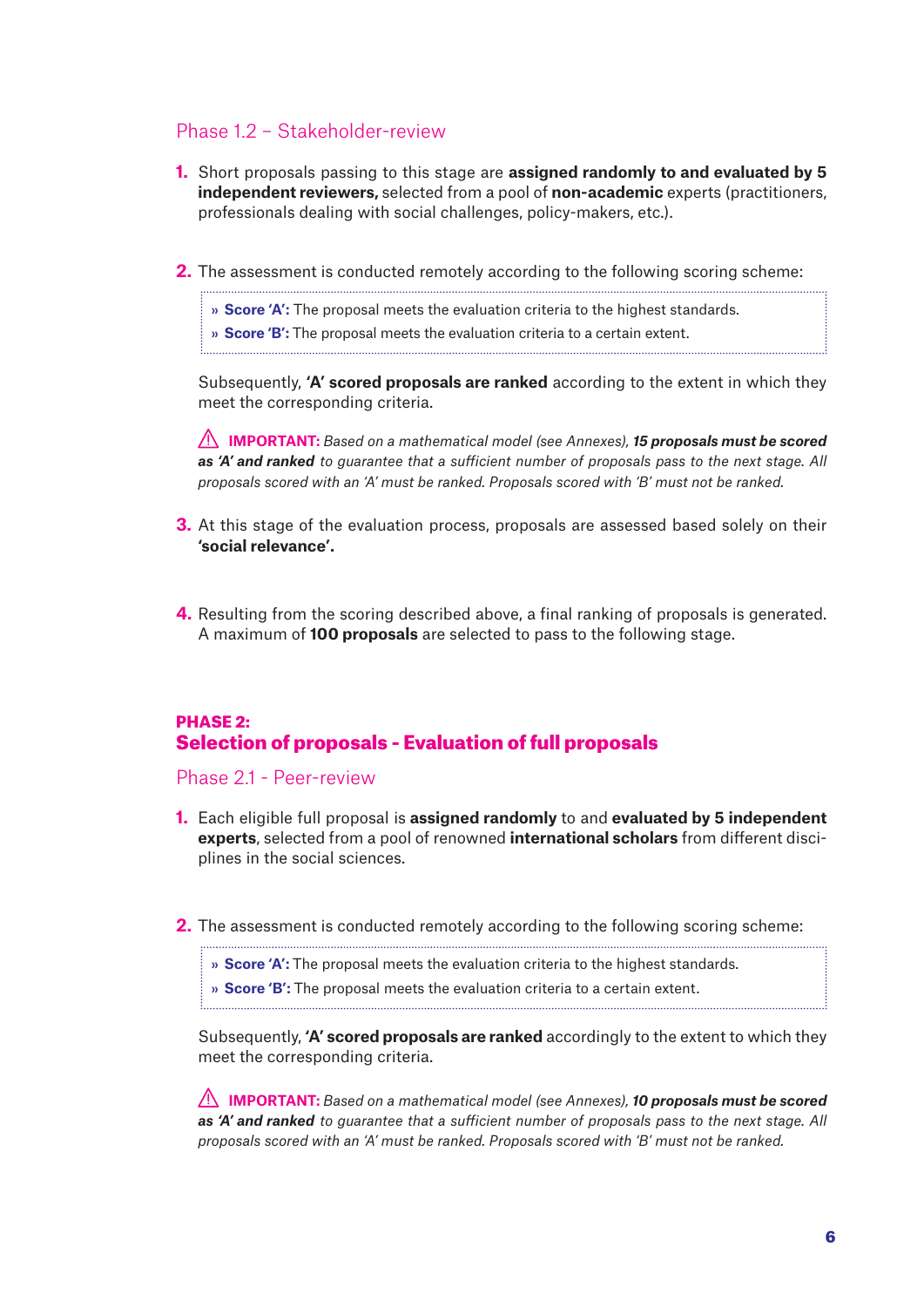### Phase 1.2 – Stakeholder-review

1. Short proposals passing to this stage are **assigned randomly to and evaluated by 5 independent reviewers,** selected from a pool of **non-academic** experts (practitioners, professionals dealing with social challenges, policy-makers, etc.).

2. The assessment is conducted remotely according to the following scoring scheme:

   » **Score 'A':** The proposal meets the evaluation criteria to the highest standards.
   » **Score 'B':** The proposal meets the evaluation criteria to a certain extent.

   Subsequently, **'A' scored proposals are ranked** according to the extent in which they meet the corresponding criteria.

   ⚠ **IMPORTANT:** *Based on a mathematical model (see Annexes),* ***15 proposals must be scored as 'A' and ranked*** *to guarantee that a sufficient number of proposals pass to the next stage. All proposals scored with an 'A' must be ranked. Proposals scored with 'B' must not be ranked.*

3. At this stage of the evaluation process, proposals are assessed based solely on their **'social relevance'.**

4. Resulting from the scoring described above, a final ranking of proposals is generated. A maximum of **100 proposals** are selected to pass to the following stage.

## PHASE 2:
## Selection of proposals - Evaluation of full proposals

### Phase 2.1 - Peer-review

1. Each eligible full proposal is **assigned randomly** to and **evaluated by 5 independent experts**, selected from a pool of renowned **international scholars** from different disciplines in the social sciences.

2. The assessment is conducted remotely according to the following scoring scheme:

   » **Score 'A':** The proposal meets the evaluation criteria to the highest standards.
   » **Score 'B':** The proposal meets the evaluation criteria to a certain extent.

   Subsequently, **'A' scored proposals are ranked** accordingly to the extent to which they meet the corresponding criteria.

   ⚠ **IMPORTANT:** *Based on a mathematical model (see Annexes),* ***10 proposals must be scored as 'A' and ranked*** *to guarantee that a sufficient number of proposals pass to the next stage. All proposals scored with an 'A' must be ranked. Proposals scored with 'B' must not be ranked.*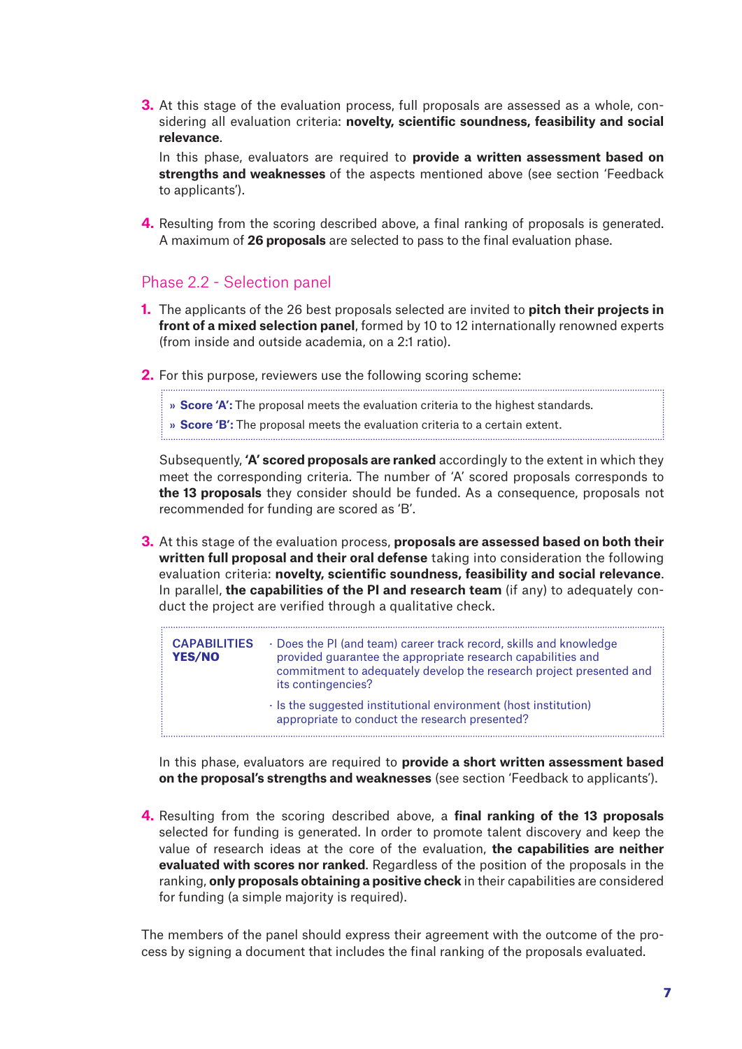3. At this stage of the evaluation process, full proposals are assessed as a whole, considering all evaluation criteria: **novelty, scientific soundness, feasibility and social relevance**.

   In this phase, evaluators are required to **provide a written assessment based on strengths and weaknesses** of the aspects mentioned above (see section 'Feedback to applicants').

4. Resulting from the scoring described above, a final ranking of proposals is generated. A maximum of **26 proposals** are selected to pass to the final evaluation phase.

## Phase 2.2 - Selection panel

1. The applicants of the 26 best proposals selected are invited to **pitch their projects in front of a mixed selection panel**, formed by 10 to 12 internationally renowned experts (from inside and outside academia, on a 2:1 ratio).

2. For this purpose, reviewers use the following scoring scheme:

   » **Score 'A':** The proposal meets the evaluation criteria to the highest standards.
   
   » **Score 'B':** The proposal meets the evaluation criteria to a certain extent.

   Subsequently, **'A' scored proposals are ranked** accordingly to the extent in which they meet the corresponding criteria. The number of 'A' scored proposals corresponds to **the 13 proposals** they consider should be funded. As a consequence, proposals not recommended for funding are scored as 'B'.

3. At this stage of the evaluation process, **proposals are assessed based on both their written full proposal and their oral defense** taking into consideration the following evaluation criteria: **novelty, scientific soundness, feasibility and social relevance**. In parallel, **the capabilities of the PI and research team** (if any) to adequately conduct the project are verified through a qualitative check.

   | CAPABILITIES **YES/NO** | · Does the PI (and team) career track record, skills and knowledge provided guarantee the appropriate research capabilities and commitment to adequately develop the research project presented and its contingencies?<br>· Is the suggested institutional environment (host institution) appropriate to conduct the research presented? |
   |---|---|

   In this phase, evaluators are required to **provide a short written assessment based on the proposal's strengths and weaknesses** (see section 'Feedback to applicants').

4. Resulting from the scoring described above, a **final ranking of the 13 proposals** selected for funding is generated. In order to promote talent discovery and keep the value of research ideas at the core of the evaluation, **the capabilities are neither evaluated with scores nor ranked**. Regardless of the position of the proposals in the ranking, **only proposals obtaining a positive check** in their capabilities are considered for funding (a simple majority is required).

The members of the panel should express their agreement with the outcome of the process by signing a document that includes the final ranking of the proposals evaluated.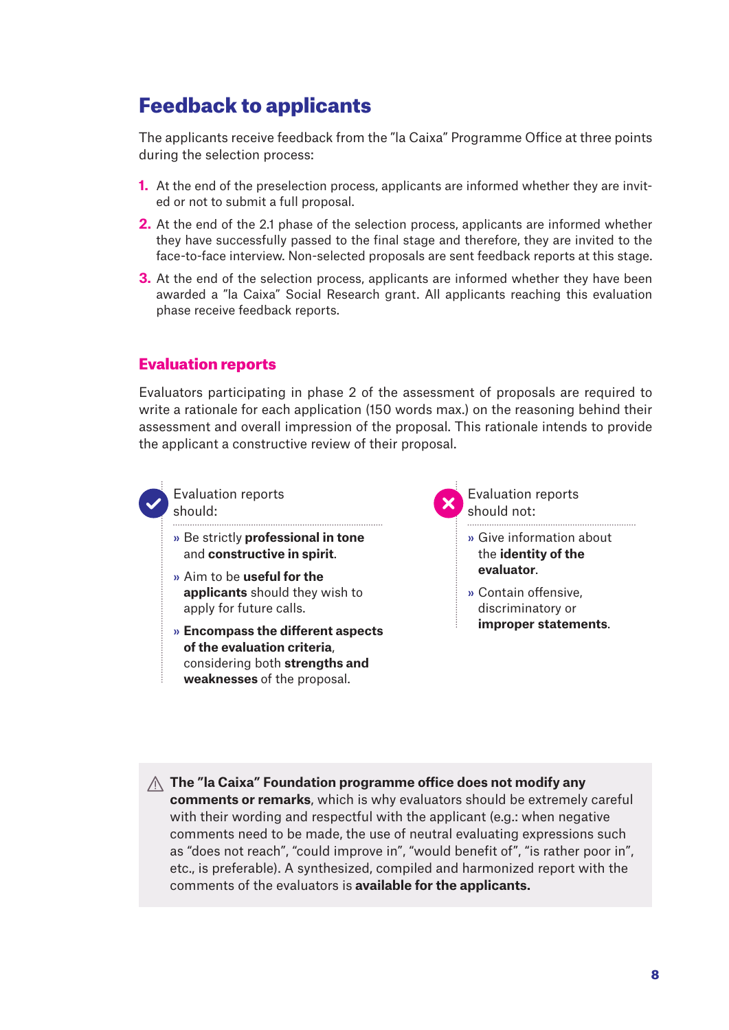# Feedback to applicants

The applicants receive feedback from the "la Caixa" Programme Office at three points during the selection process:

1. At the end of the preselection process, applicants are informed whether they are invited or not to submit a full proposal.
2. At the end of the 2.1 phase of the selection process, applicants are informed whether they have successfully passed to the final stage and therefore, they are invited to the face-to-face interview. Non-selected proposals are sent feedback reports at this stage.
3. At the end of the selection process, applicants are informed whether they have been awarded a "la Caixa" Social Research grant. All applicants reaching this evaluation phase receive feedback reports.

## Evaluation reports

Evaluators participating in phase 2 of the assessment of proposals are required to write a rationale for each application (150 words max.) on the reasoning behind their assessment and overall impression of the proposal. This rationale intends to provide the applicant a constructive review of their proposal.

Evaluation reports should:

- Be strictly **professional in tone** and **constructive in spirit**.
- Aim to be **useful for the applicants** should they wish to apply for future calls.
- **Encompass the different aspects of the evaluation criteria**, considering both **strengths and weaknesses** of the proposal.

Evaluation reports should not:

- Give information about the **identity of the evaluator**.
- Contain offensive, discriminatory or **improper statements**.

⚠ **The "la Caixa" Foundation programme office does not modify any comments or remarks**, which is why evaluators should be extremely careful with their wording and respectful with the applicant (e.g.: when negative comments need to be made, the use of neutral evaluating expressions such as "does not reach", "could improve in", "would benefit of", "is rather poor in", etc., is preferable). A synthesized, compiled and harmonized report with the comments of the evaluators is **available for the applicants.**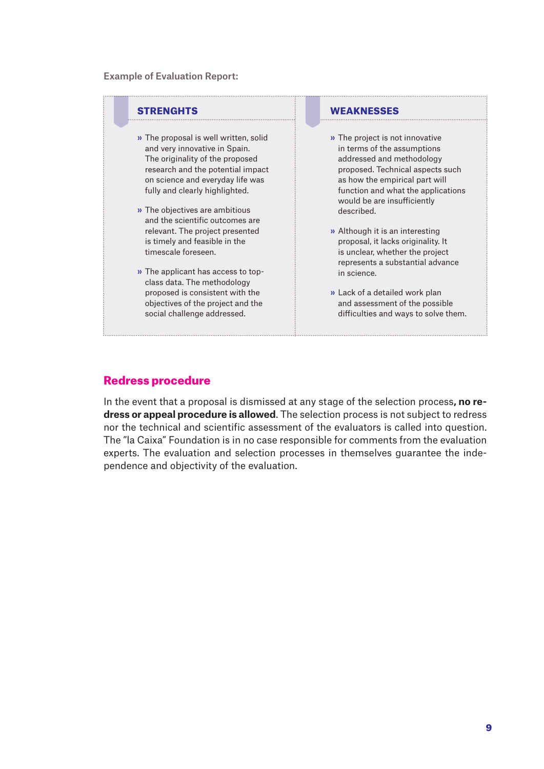Example of Evaluation Report:

| STRENGHTS | WEAKNESSES |
|---|---|
| » The proposal is well written, solid and very innovative in Spain. The originality of the proposed research and the potential impact on science and everyday life was fully and clearly highlighted.<br><br>» The objectives are ambitious and the scientific outcomes are relevant. The project presented is timely and feasible in the timescale foreseen.<br><br>» The applicant has access to top-class data. The methodology proposed is consistent with the objectives of the project and the social challenge addressed. | » The project is not innovative in terms of the assumptions addressed and methodology proposed. Technical aspects such as how the empirical part will function and what the applications would be are insufficiently described.<br><br>» Although it is an interesting proposal, it lacks originality. It is unclear, whether the project represents a substantial advance in science.<br><br>» Lack of a detailed work plan and assessment of the possible difficulties and ways to solve them. |

## Redress procedure

In the event that a proposal is dismissed at any stage of the selection process**, no redress or appeal procedure is allowed**. The selection process is not subject to redress nor the technical and scientific assessment of the evaluators is called into question. The "la Caixa" Foundation is in no case responsible for comments from the evaluation experts. The evaluation and selection processes in themselves guarantee the independence and objectivity of the evaluation.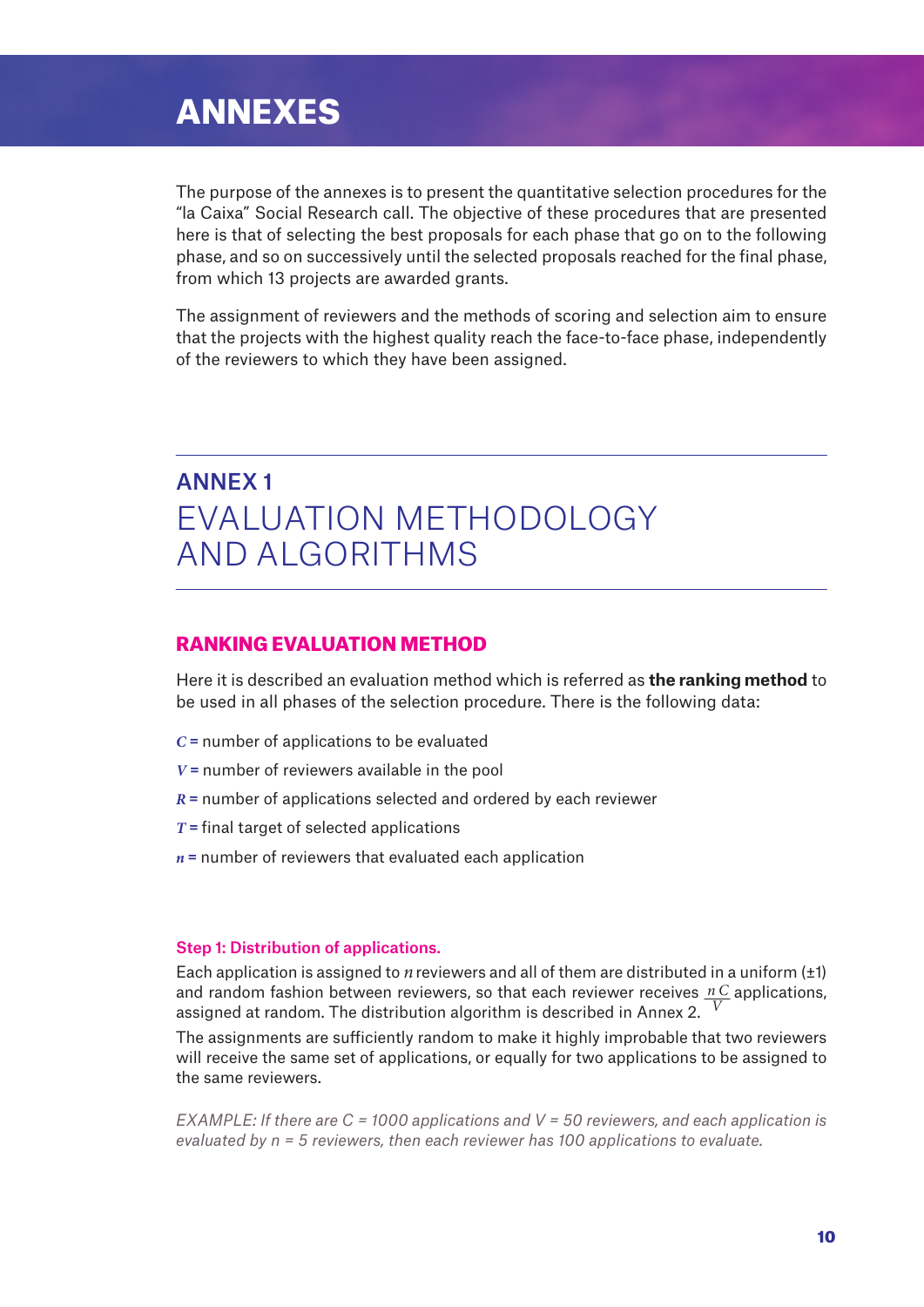# ANNEXES

The purpose of the annexes is to present the quantitative selection procedures for the "la Caixa" Social Research call. The objective of these procedures that are presented here is that of selecting the best proposals for each phase that go on to the following phase, and so on successively until the selected proposals reached for the final phase, from which 13 projects are awarded grants.

The assignment of reviewers and the methods of scoring and selection aim to ensure that the projects with the highest quality reach the face-to-face phase, independently of the reviewers to which they have been assigned.

## ANNEX 1
## EVALUATION METHODOLOGY AND ALGORITHMS

### RANKING EVALUATION METHOD

Here it is described an evaluation method which is referred as **the ranking method** to be used in all phases of the selection procedure. There is the following data:

$C$ = number of applications to be evaluated

$V$ = number of reviewers available in the pool

$R$ = number of applications selected and ordered by each reviewer

$T$ = final target of selected applications

$n$ = number of reviewers that evaluated each application

#### Step 1: Distribution of applications.

Each application is assigned to $n$ reviewers and all of them are distributed in a uniform (±1) and random fashion between reviewers, so that each reviewer receives $\frac{nC}{V}$ applications, assigned at random. The distribution algorithm is described in Annex 2.

The assignments are sufficiently random to make it highly improbable that two reviewers will receive the same set of applications, or equally for two applications to be assigned to the same reviewers.

*EXAMPLE: If there are C = 1000 applications and V = 50 reviewers, and each application is evaluated by n = 5 reviewers, then each reviewer has 100 applications to evaluate.*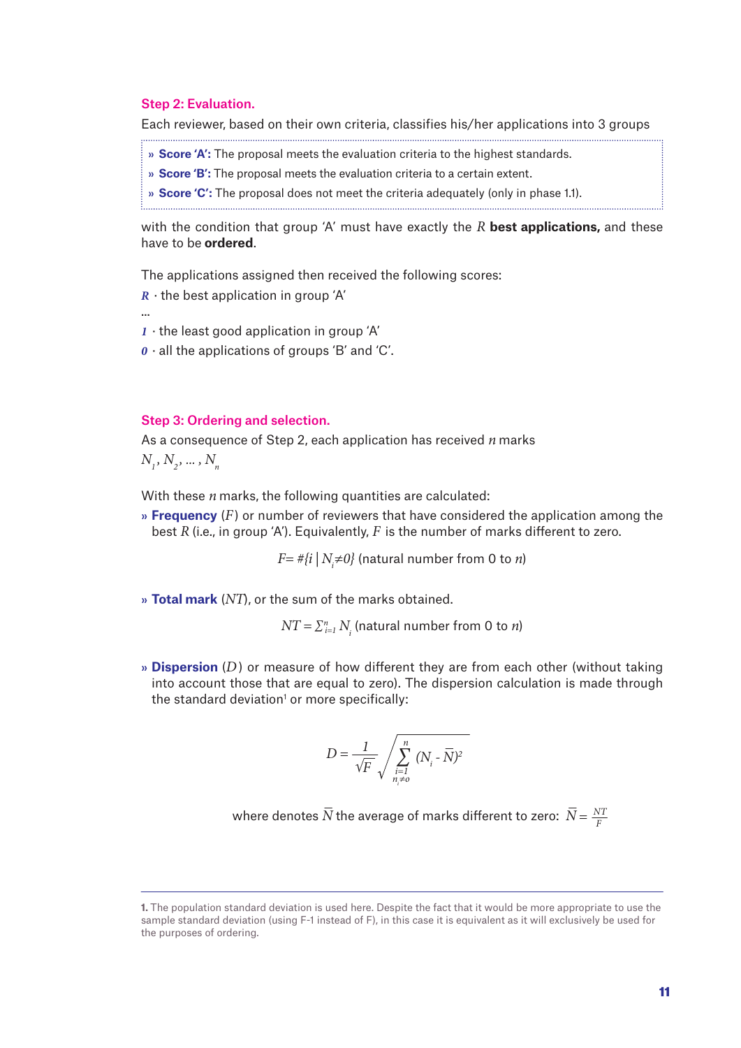### Step 2: Evaluation.

Each reviewer, based on their own criteria, classifies his/her applications into 3 groups

- **Score 'A':** The proposal meets the evaluation criteria to the highest standards.
- **Score 'B':** The proposal meets the evaluation criteria to a certain extent.
- **Score 'C':** The proposal does not meet the criteria adequately (only in phase 1.1).

with the condition that group 'A' must have exactly the $R$ **best applications,** and these have to be **ordered**.

The applications assigned then received the following scores:

$R$ · the best application in group 'A'

...

$1$ · the least good application in group 'A'

$0$ · all the applications of groups 'B' and 'C'.

### Step 3: Ordering and selection.

As a consequence of Step 2, each application has received $n$ marks

$N_1, N_2, \dots, N_n$

With these $n$ marks, the following quantities are calculated:

- **Frequency** ($F$) or number of reviewers that have considered the application among the best $R$ (i.e., in group 'A'). Equivalently, $F$ is the number of marks different to zero.

$$F = \#\{i \mid N_i \neq 0\} \text{ (natural number from 0 to } n\text{)}$$

- **Total mark** ($NT$), or the sum of the marks obtained.

$$NT = \Sigma_{i=1}^{n} N_i \text{ (natural number from 0 to } n\text{)}$$

- **Dispersion** ($D$) or measure of how different they are from each other (without taking into account those that are equal to zero). The dispersion calculation is made through the standard deviation[1] or more specifically:

$$D = \frac{1}{\sqrt{F}} \sqrt{\sum_{\substack{i=1 \\ n_i \neq 0}}^{n} (N_i - \bar{N})^2}$$

where denotes $\bar{N}$ the average of marks different to zero: $\bar{N} = \frac{NT}{F}$

[1] The population standard deviation is used here. Despite the fact that it would be more appropriate to use the sample standard deviation (using F-1 instead of F), in this case it is equivalent as it will exclusively be used for the purposes of ordering.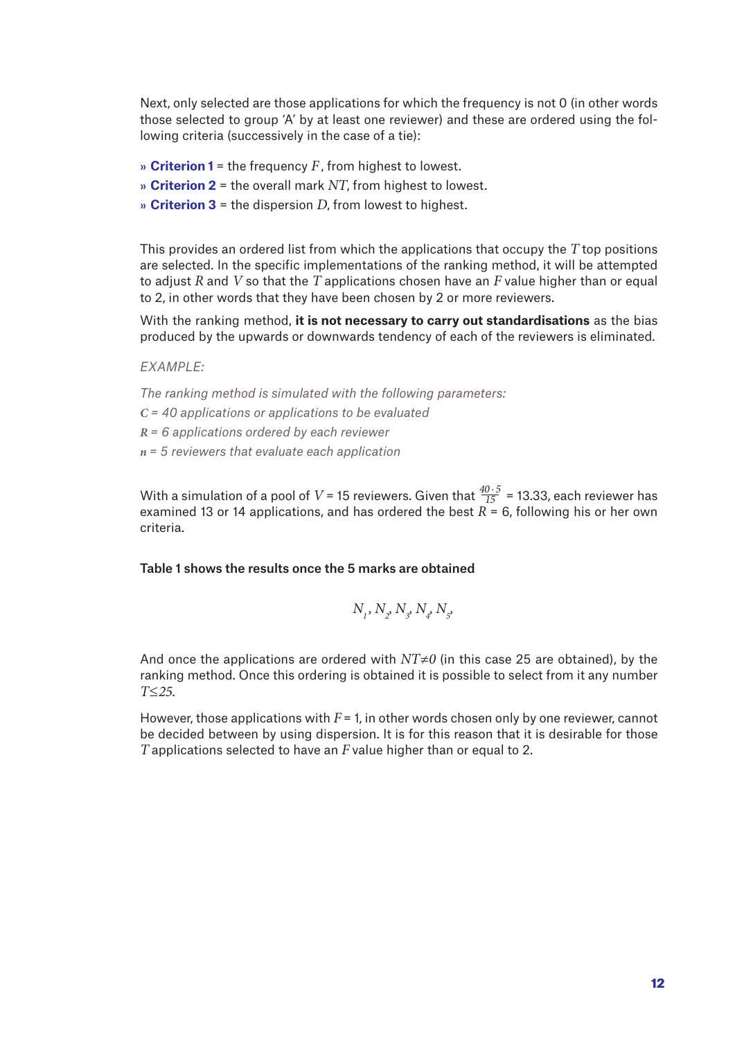Next, only selected are those applications for which the frequency is not 0 (in other words those selected to group 'A' by at least one reviewer) and these are ordered using the following criteria (successively in the case of a tie):

- » **Criterion 1** = the frequency $F$, from highest to lowest.
- » **Criterion 2** = the overall mark $NT$, from highest to lowest.
- » **Criterion 3** = the dispersion $D$, from lowest to highest.

This provides an ordered list from which the applications that occupy the $T$ top positions are selected. In the specific implementations of the ranking method, it will be attempted to adjust $R$ and $V$ so that the $T$ applications chosen have an $F$ value higher than or equal to 2, in other words that they have been chosen by 2 or more reviewers.

With the ranking method, **it is not necessary to carry out standardisations** as the bias produced by the upwards or downwards tendency of each of the reviewers is eliminated.

*EXAMPLE:*

*The ranking method is simulated with the following parameters:*

*$C$ = 40 applications or applications to be evaluated*

*$R$ = 6 applications ordered by each reviewer*

*$n$ = 5 reviewers that evaluate each application*

With a simulation of a pool of $V$ = 15 reviewers. Given that $\frac{40 \cdot 5}{15}$ = 13.33, each reviewer has examined 13 or 14 applications, and has ordered the best $R$ = 6, following his or her own criteria.

**Table 1 shows the results once the 5 marks are obtained**

$$N_1, N_2, N_3, N_4, N_5,$$

And once the applications are ordered with $NT \neq 0$ (in this case 25 are obtained), by the ranking method. Once this ordering is obtained it is possible to select from it any number $T \leq 25$.

However, those applications with $F$ = 1, in other words chosen only by one reviewer, cannot be decided between by using dispersion. It is for this reason that it is desirable for those $T$ applications selected to have an $F$ value higher than or equal to 2.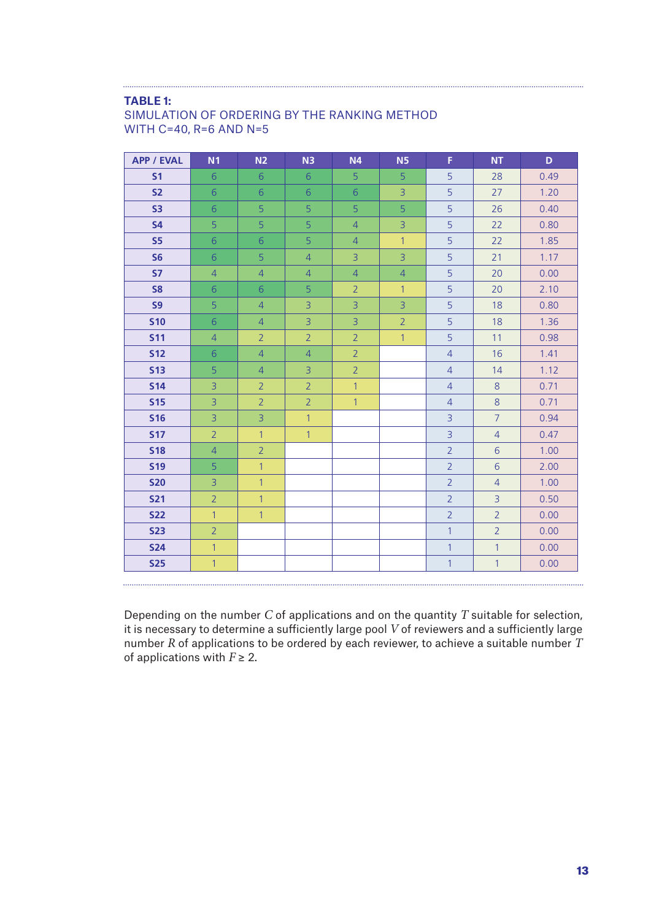**TABLE 1:**
SIMULATION OF ORDERING BY THE RANKING METHOD WITH C=40, R=6 AND N=5

| APP / EVAL | N1 | N2 | N3 | N4 | N5 | F | NT | D |
|---|---|---|---|---|---|---|---|---|
| S1 | 6 | 6 | 6 | 5 | 5 | 5 | 28 | 0.49 |
| S2 | 6 | 6 | 6 | 6 | 3 | 5 | 27 | 1.20 |
| S3 | 6 | 5 | 5 | 5 | 5 | 5 | 26 | 0.40 |
| S4 | 5 | 5 | 5 | 4 | 3 | 5 | 22 | 0.80 |
| S5 | 6 | 6 | 5 | 4 | 1 | 5 | 22 | 1.85 |
| S6 | 6 | 5 | 4 | 3 | 3 | 5 | 21 | 1.17 |
| S7 | 4 | 4 | 4 | 4 | 4 | 5 | 20 | 0.00 |
| S8 | 6 | 6 | 5 | 2 | 1 | 5 | 20 | 2.10 |
| S9 | 5 | 4 | 3 | 3 | 3 | 5 | 18 | 0.80 |
| S10 | 6 | 4 | 3 | 3 | 2 | 5 | 18 | 1.36 |
| S11 | 4 | 2 | 2 | 2 | 1 | 5 | 11 | 0.98 |
| S12 | 6 | 4 | 4 | 2 | | 4 | 16 | 1.41 |
| S13 | 5 | 4 | 3 | 2 | | 4 | 14 | 1.12 |
| S14 | 3 | 2 | 2 | 1 | | 4 | 8 | 0.71 |
| S15 | 3 | 2 | 2 | 1 | | 4 | 8 | 0.71 |
| S16 | 3 | 3 | 1 | | | 3 | 7 | 0.94 |
| S17 | 2 | 1 | 1 | | | 3 | 4 | 0.47 |
| S18 | 4 | 2 | | | | 2 | 6 | 1.00 |
| S19 | 5 | 1 | | | | 2 | 6 | 2.00 |
| S20 | 3 | 1 | | | | 2 | 4 | 1.00 |
| S21 | 2 | 1 | | | | 2 | 3 | 0.50 |
| S22 | 1 | 1 | | | | 2 | 2 | 0.00 |
| S23 | 2 | | | | | 1 | 2 | 0.00 |
| S24 | 1 | | | | | 1 | 1 | 0.00 |
| S25 | 1 | | | | | 1 | 1 | 0.00 |

Depending on the number $C$ of applications and on the quantity $T$ suitable for selection, it is necessary to determine a sufficiently large pool $V$ of reviewers and a sufficiently large number $R$ of applications to be ordered by each reviewer, to achieve a suitable number $T$ of applications with $F \geq 2$.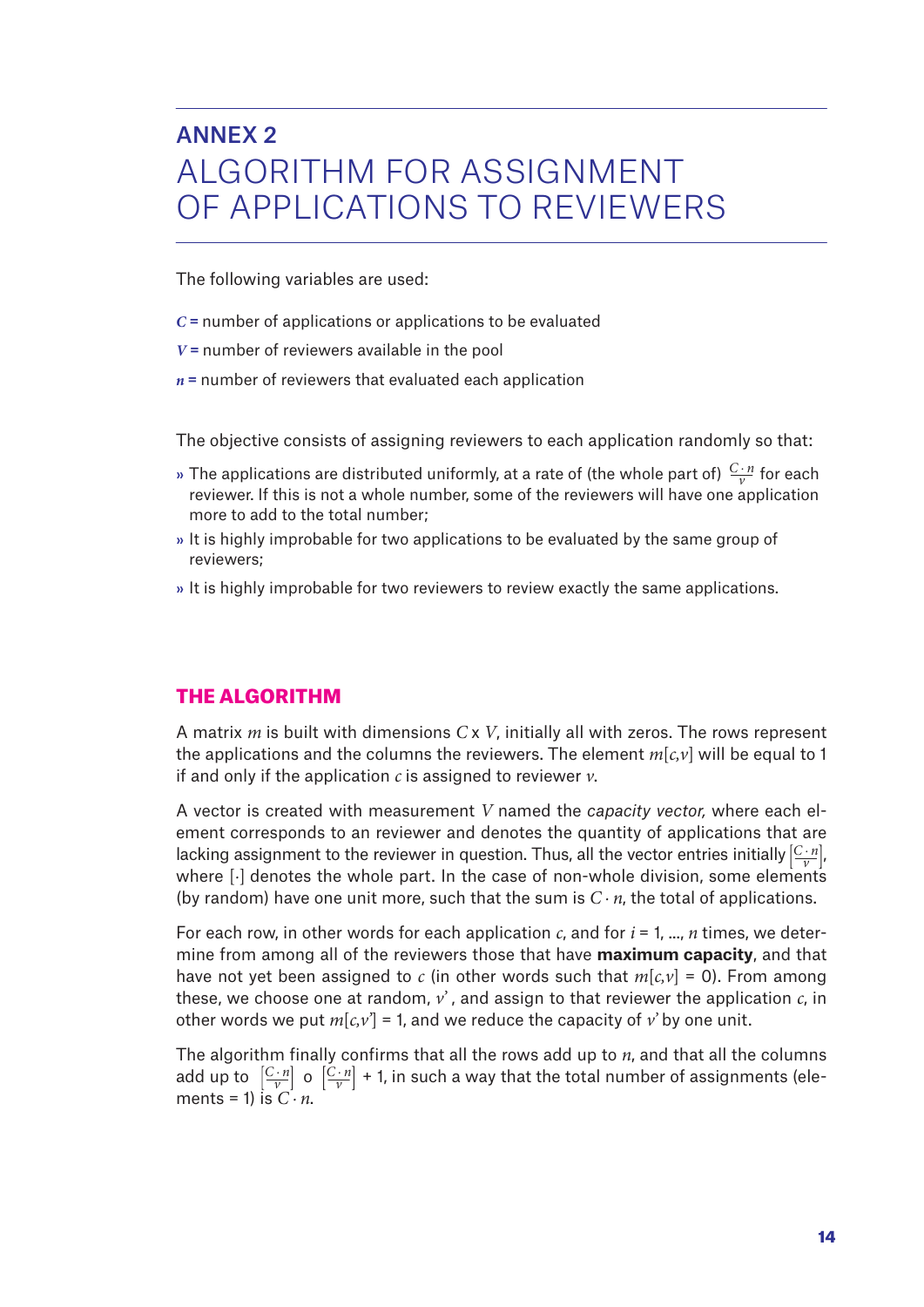## ANNEX 2

# ALGORITHM FOR ASSIGNMENT OF APPLICATIONS TO REVIEWERS

The following variables are used:

$C$ = number of applications or applications to be evaluated

$V$ = number of reviewers available in the pool

$n$ = number of reviewers that evaluated each application

The objective consists of assigning reviewers to each application randomly so that:

- The applications are distributed uniformly, at a rate of (the whole part of) $\frac{C \cdot n}{V}$ for each reviewer. If this is not a whole number, some of the reviewers will have one application more to add to the total number;
- It is highly improbable for two applications to be evaluated by the same group of reviewers;
- It is highly improbable for two reviewers to review exactly the same applications.

### THE ALGORITHM

A matrix $m$ is built with dimensions $C$ x $V$, initially all with zeros. The rows represent the applications and the columns the reviewers. The element $m[c,v]$ will be equal to 1 if and only if the application $c$ is assigned to reviewer $v$.

A vector is created with measurement $V$ named the *capacity vector,* where each element corresponds to an reviewer and denotes the quantity of applications that are lacking assignment to the reviewer in question. Thus, all the vector entries initially $\left[\frac{C \cdot n}{V}\right]$, where $[\cdot]$ denotes the whole part. In the case of non-whole division, some elements (by random) have one unit more, such that the sum is $C \cdot n$, the total of applications.

For each row, in other words for each application $c$, and for $i = 1, \ldots, n$ times, we determine from among all of the reviewers those that have **maximum capacity**, and that have not yet been assigned to $c$ (in other words such that $m[c,v] = 0$). From among these, we choose one at random, $v'$, and assign to that reviewer the application $c$, in other words we put $m[c,v'] = 1$, and we reduce the capacity of $v'$ by one unit.

The algorithm finally confirms that all the rows add up to $n$, and that all the columns add up to $\left[\frac{C \cdot n}{V}\right]$ o $\left[\frac{C \cdot n}{V}\right] + 1$, in such a way that the total number of assignments (elements = 1) is $C \cdot n$.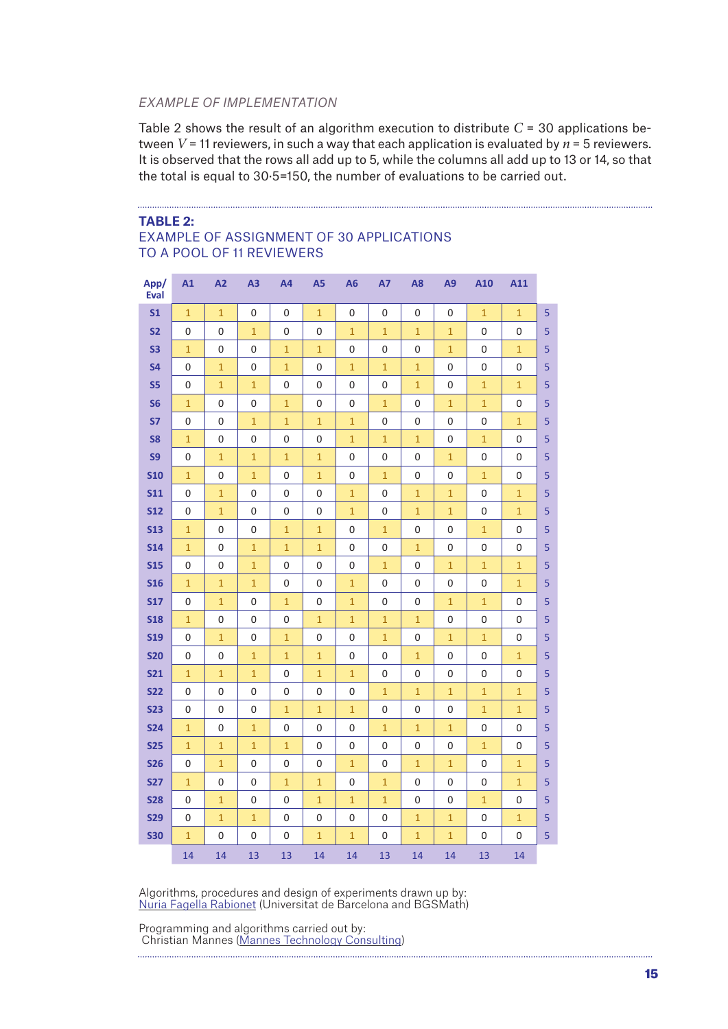*EXAMPLE OF IMPLEMENTATION*

Table 2 shows the result of an algorithm execution to distribute $C$ = 30 applications between $V$ = 11 reviewers, in such a way that each application is evaluated by $n$ = 5 reviewers. It is observed that the rows all add up to 5, while the columns all add up to 13 or 14, so that the total is equal to 30·5=150, the number of evaluations to be carried out.

**TABLE 2:**
EXAMPLE OF ASSIGNMENT OF 30 APPLICATIONS TO A POOL OF 11 REVIEWERS

| App/ Eval | A1 | A2 | A3 | A4 | A5 | A6 | A7 | A8 | A9 | A10 | A11 | |
|---|---|---|---|---|---|---|---|---|---|---|---|---|
| S1 | 1 | 1 | 0 | 0 | 1 | 0 | 0 | 0 | 0 | 1 | 1 | 5 |
| S2 | 0 | 0 | 1 | 0 | 0 | 1 | 1 | 1 | 1 | 0 | 0 | 5 |
| S3 | 1 | 0 | 0 | 1 | 1 | 0 | 0 | 0 | 1 | 0 | 1 | 5 |
| S4 | 0 | 1 | 0 | 1 | 0 | 1 | 1 | 1 | 0 | 0 | 0 | 5 |
| S5 | 0 | 1 | 1 | 0 | 0 | 0 | 0 | 1 | 0 | 1 | 1 | 5 |
| S6 | 1 | 0 | 0 | 1 | 0 | 0 | 1 | 0 | 1 | 1 | 0 | 5 |
| S7 | 0 | 0 | 1 | 1 | 1 | 1 | 0 | 0 | 0 | 0 | 1 | 5 |
| S8 | 1 | 0 | 0 | 0 | 0 | 1 | 1 | 1 | 0 | 1 | 0 | 5 |
| S9 | 0 | 1 | 1 | 1 | 1 | 0 | 0 | 0 | 1 | 0 | 0 | 5 |
| S10 | 1 | 0 | 1 | 0 | 1 | 0 | 1 | 0 | 0 | 1 | 0 | 5 |
| S11 | 0 | 1 | 0 | 0 | 0 | 1 | 0 | 1 | 1 | 0 | 1 | 5 |
| S12 | 0 | 1 | 0 | 0 | 0 | 1 | 0 | 1 | 1 | 0 | 1 | 5 |
| S13 | 1 | 0 | 0 | 1 | 1 | 0 | 1 | 0 | 0 | 1 | 0 | 5 |
| S14 | 1 | 0 | 1 | 1 | 1 | 0 | 0 | 1 | 0 | 0 | 0 | 5 |
| S15 | 0 | 0 | 1 | 0 | 0 | 0 | 1 | 0 | 1 | 1 | 1 | 5 |
| S16 | 1 | 1 | 1 | 0 | 0 | 1 | 0 | 0 | 0 | 0 | 1 | 5 |
| S17 | 0 | 1 | 0 | 1 | 0 | 1 | 0 | 0 | 1 | 1 | 0 | 5 |
| S18 | 1 | 0 | 0 | 0 | 1 | 1 | 1 | 1 | 0 | 0 | 0 | 5 |
| S19 | 0 | 1 | 0 | 1 | 0 | 0 | 1 | 0 | 1 | 1 | 0 | 5 |
| S20 | 0 | 0 | 1 | 1 | 1 | 0 | 0 | 1 | 0 | 0 | 1 | 5 |
| S21 | 1 | 1 | 1 | 0 | 1 | 1 | 0 | 0 | 0 | 0 | 0 | 5 |
| S22 | 0 | 0 | 0 | 0 | 0 | 0 | 1 | 1 | 1 | 1 | 1 | 5 |
| S23 | 0 | 0 | 0 | 1 | 1 | 1 | 0 | 0 | 0 | 1 | 1 | 5 |
| S24 | 1 | 0 | 1 | 0 | 0 | 0 | 1 | 1 | 1 | 0 | 0 | 5 |
| S25 | 1 | 1 | 1 | 1 | 0 | 0 | 0 | 0 | 0 | 1 | 0 | 5 |
| S26 | 0 | 1 | 0 | 0 | 0 | 1 | 0 | 1 | 1 | 0 | 1 | 5 |
| S27 | 1 | 0 | 0 | 1 | 1 | 0 | 1 | 0 | 0 | 0 | 1 | 5 |
| S28 | 0 | 1 | 0 | 0 | 1 | 1 | 1 | 0 | 0 | 1 | 0 | 5 |
| S29 | 0 | 1 | 1 | 0 | 0 | 0 | 0 | 1 | 1 | 0 | 1 | 5 |
| S30 | 1 | 0 | 0 | 0 | 1 | 1 | 0 | 1 | 1 | 0 | 0 | 5 |
| | 14 | 14 | 13 | 13 | 14 | 14 | 13 | 14 | 14 | 13 | 14 | |

Algorithms, procedures and design of experiments drawn up by:
Nuria Fagella Rabionet (Universitat de Barcelona and BGSMath)

Programming and algorithms carried out by:
Christian Mannes (Mannes Technology Consulting)